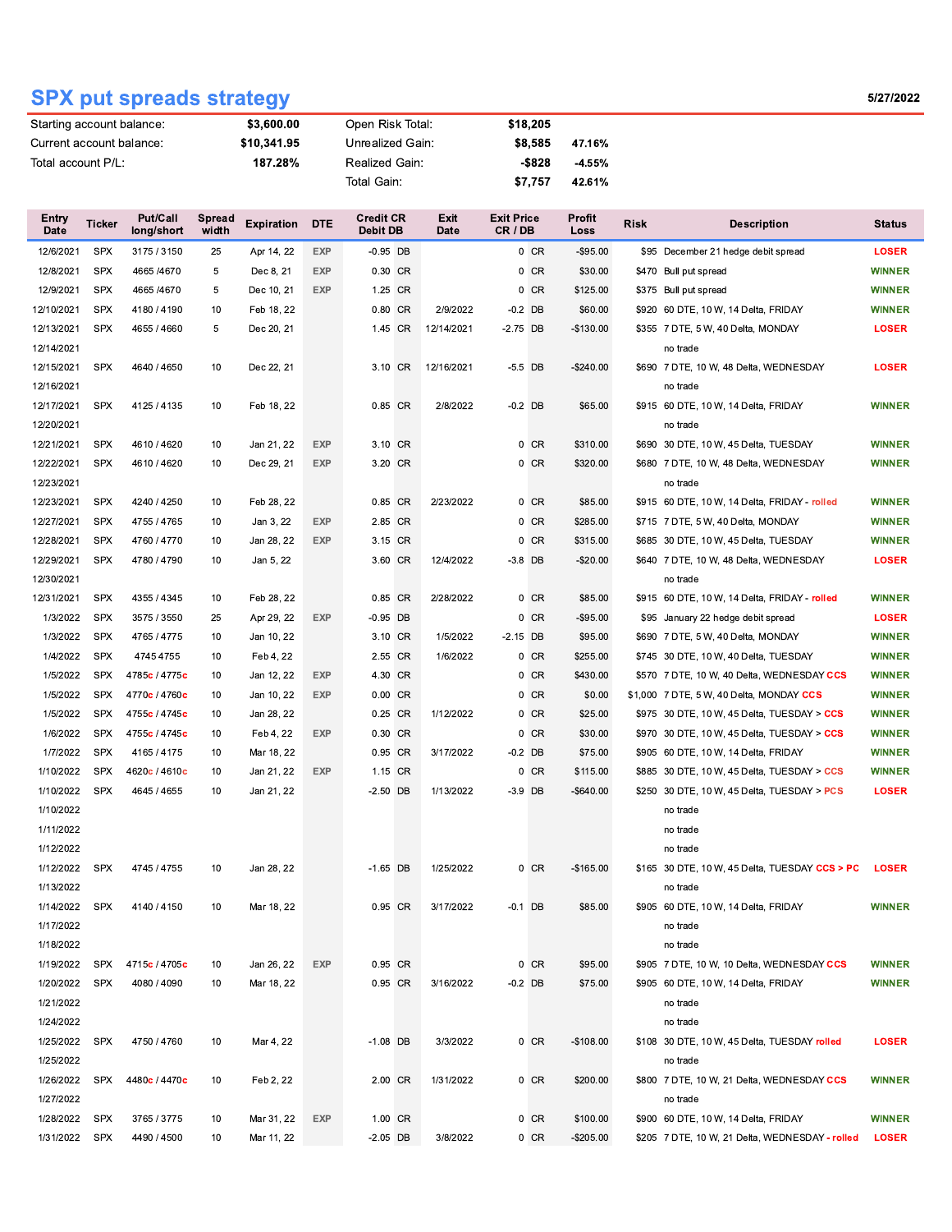# SPX put spreads strategy

5/27/2022

| | | | | |
|---|---|---|---|---|
| Starting account balance: | $3,600.00 | Open Risk Total: | $18,205 | |
| Current account balance: | $10,341.95 | Unrealized Gain: | $8,585 | 47.16% |
| Total account P/L: | 187.28% | Realized Gain: | -$828 | -4.55% |
| | | Total Gain: | $7,757 | 42.61% |

| Entry Date | Ticker | Put/Call long/short | Spread width | Expiration | DTE | Credit CR Debit DB | | Exit Date | Exit Price CR / DB | | Profit Loss | Risk | Description | Status |
|---|---|---|---|---|---|---|---|---|---|---|---|---|---|---|
| 12/6/2021 | SPX | 3175 / 3150 | 25 | Apr 14, 22 | EXP | -0.95 | DB | | 0 | CR | -$95.00 | $95 | December 21 hedge debit spread | LOSER |
| 12/8/2021 | SPX | 4665 /4670 | 5 | Dec 8, 21 | EXP | 0.30 | CR | | 0 | CR | $30.00 | $470 | Bull put spread | WINNER |
| 12/9/2021 | SPX | 4665 /4670 | 5 | Dec 10, 21 | EXP | 1.25 | CR | | 0 | CR | $125.00 | $375 | Bull put spread | WINNER |
| 12/10/2021 | SPX | 4180 / 4190 | 10 | Feb 18, 22 | | 0.80 | CR | 2/9/2022 | -0.2 | DB | $60.00 | $920 | 60 DTE, 10 W, 14 Delta, FRIDAY | WINNER |
| 12/13/2021 | SPX | 4655 / 4660 | 5 | Dec 20, 21 | | 1.45 | CR | 12/14/2021 | -2.75 | DB | -$130.00 | $355 | 7 DTE, 5 W, 40 Delta, MONDAY | LOSER |
| 12/14/2021 | | | | | | | | | | | | | no trade | |
| 12/15/2021 | SPX | 4640 / 4650 | 10 | Dec 22, 21 | | 3.10 | CR | 12/16/2021 | -5.5 | DB | -$240.00 | $690 | 7 DTE, 10 W, 48 Delta, WEDNESDAY | LOSER |
| 12/16/2021 | | | | | | | | | | | | | no trade | |
| 12/17/2021 | SPX | 4125 / 4135 | 10 | Feb 18, 22 | | 0.85 | CR | 2/8/2022 | -0.2 | DB | $65.00 | $915 | 60 DTE, 10 W, 14 Delta, FRIDAY | WINNER |
| 12/20/2021 | | | | | | | | | | | | | no trade | |
| 12/21/2021 | SPX | 4610 / 4620 | 10 | Jan 21, 22 | EXP | 3.10 | CR | | 0 | CR | $310.00 | $690 | 30 DTE, 10 W, 45 Delta, TUESDAY | WINNER |
| 12/22/2021 | SPX | 4610 / 4620 | 10 | Dec 29, 21 | EXP | 3.20 | CR | | 0 | CR | $320.00 | $680 | 7 DTE, 10 W, 48 Delta, WEDNESDAY | WINNER |
| 12/23/2021 | | | | | | | | | | | | | no trade | |
| 12/23/2021 | SPX | 4240 / 4250 | 10 | Feb 28, 22 | | 0.85 | CR | 2/23/2022 | 0 | CR | $85.00 | $915 | 60 DTE, 10 W, 14 Delta, FRIDAY - rolled | WINNER |
| 12/27/2021 | SPX | 4755 / 4765 | 10 | Jan 3, 22 | EXP | 2.85 | CR | | 0 | CR | $285.00 | $715 | 7 DTE, 5 W, 40 Delta, MONDAY | WINNER |
| 12/28/2021 | SPX | 4760 / 4770 | 10 | Jan 28, 22 | EXP | 3.15 | CR | | 0 | CR | $315.00 | $685 | 30 DTE, 10 W, 45 Delta, TUESDAY | WINNER |
| 12/29/2021 | SPX | 4780 / 4790 | 10 | Jan 5, 22 | | 3.60 | CR | 12/4/2022 | -3.8 | DB | -$20.00 | $640 | 7 DTE, 10 W, 48 Delta, WEDNESDAY | LOSER |
| 12/30/2021 | | | | | | | | | | | | | no trade | |
| 12/31/2021 | SPX | 4355 / 4345 | 10 | Feb 28, 22 | | 0.85 | CR | 2/28/2022 | 0 | CR | $85.00 | $915 | 60 DTE, 10 W, 14 Delta, FRIDAY - rolled | WINNER |
| 1/3/2022 | SPX | 3575 / 3550 | 25 | Apr 29, 22 | EXP | -0.95 | DB | | 0 | CR | -$95.00 | $95 | January 22 hedge debit spread | LOSER |
| 1/3/2022 | SPX | 4765 / 4775 | 10 | Jan 10, 22 | | 3.10 | CR | 1/5/2022 | -2.15 | DB | $95.00 | $690 | 7 DTE, 5 W, 40 Delta, MONDAY | WINNER |
| 1/4/2022 | SPX | 4745 4755 | 10 | Feb 4, 22 | | 2.55 | CR | 1/6/2022 | 0 | CR | $255.00 | $745 | 30 DTE, 10 W, 40 Delta, TUESDAY | WINNER |
| 1/5/2022 | SPX | 4785c / 4775c | 10 | Jan 12, 22 | EXP | 4.30 | CR | | 0 | CR | $430.00 | $570 | 7 DTE, 10 W, 40 Delta, WEDNESDAY CCS | WINNER |
| 1/5/2022 | SPX | 4770c / 4760c | 10 | Jan 10, 22 | EXP | 0.00 | CR | | 0 | CR | $0.00 | $1,000 | 7 DTE, 5 W, 40 Delta, MONDAY CCS | WINNER |
| 1/5/2022 | SPX | 4755c / 4745c | 10 | Jan 28, 22 | | 0.25 | CR | 1/12/2022 | 0 | CR | $25.00 | $975 | 30 DTE, 10 W, 45 Delta, TUESDAY > CCS | WINNER |
| 1/6/2022 | SPX | 4755c / 4745c | 10 | Feb 4, 22 | EXP | 0.30 | CR | | 0 | CR | $30.00 | $970 | 30 DTE, 10 W, 45 Delta, TUESDAY > CCS | WINNER |
| 1/7/2022 | SPX | 4165 / 4175 | 10 | Mar 18, 22 | | 0.95 | CR | 3/17/2022 | -0.2 | DB | $75.00 | $905 | 60 DTE, 10 W, 14 Delta, FRIDAY | WINNER |
| 1/10/2022 | SPX | 4620c / 4610c | 10 | Jan 21, 22 | EXP | 1.15 | CR | | 0 | CR | $115.00 | $885 | 30 DTE, 10 W, 45 Delta, TUESDAY > CCS | WINNER |
| 1/10/2022 | SPX | 4645 / 4655 | 10 | Jan 21, 22 | | -2.50 | DB | 1/13/2022 | -3.9 | DB | -$640.00 | $250 | 30 DTE, 10 W, 45 Delta, TUESDAY > PCS | LOSER |
| 1/10/2022 | | | | | | | | | | | | | no trade | |
| 1/11/2022 | | | | | | | | | | | | | no trade | |
| 1/12/2022 | | | | | | | | | | | | | no trade | |
| 1/12/2022 | SPX | 4745 / 4755 | 10 | Jan 28, 22 | | -1.65 | DB | 1/25/2022 | 0 | CR | -$165.00 | $165 | 30 DTE, 10 W, 45 Delta, TUESDAY CCS > PC | LOSER |
| 1/13/2022 | | | | | | | | | | | | | no trade | |
| 1/14/2022 | SPX | 4140 / 4150 | 10 | Mar 18, 22 | | 0.95 | CR | 3/17/2022 | -0.1 | DB | $85.00 | $905 | 60 DTE, 10 W, 14 Delta, FRIDAY | WINNER |
| 1/17/2022 | | | | | | | | | | | | | no trade | |
| 1/18/2022 | | | | | | | | | | | | | no trade | |
| 1/19/2022 | SPX | 4715c / 4705c | 10 | Jan 26, 22 | EXP | 0.95 | CR | | 0 | CR | $95.00 | $905 | 7 DTE, 10 W, 10 Delta, WEDNESDAY CCS | WINNER |
| 1/20/2022 | SPX | 4080 / 4090 | 10 | Mar 18, 22 | | 0.95 | CR | 3/16/2022 | -0.2 | DB | $75.00 | $905 | 60 DTE, 10 W, 14 Delta, FRIDAY | WINNER |
| 1/21/2022 | | | | | | | | | | | | | no trade | |
| 1/24/2022 | | | | | | | | | | | | | no trade | |
| 1/25/2022 | SPX | 4750 / 4760 | 10 | Mar 4, 22 | | -1.08 | DB | 3/3/2022 | 0 | CR | -$108.00 | $108 | 30 DTE, 10 W, 45 Delta, TUESDAY rolled | LOSER |
| 1/25/2022 | | | | | | | | | | | | | no trade | |
| 1/26/2022 | SPX | 4480c / 4470c | 10 | Feb 2, 22 | | 2.00 | CR | 1/31/2022 | 0 | CR | $200.00 | $800 | 7 DTE, 10 W, 21 Delta, WEDNESDAY CCS | WINNER |
| 1/27/2022 | | | | | | | | | | | | | no trade | |
| 1/28/2022 | SPX | 3765 / 3775 | 10 | Mar 31, 22 | EXP | 1.00 | CR | | 0 | CR | $100.00 | $900 | 60 DTE, 10 W, 14 Delta, FRIDAY | WINNER |
| 1/31/2022 | SPX | 4490 / 4500 | 10 | Mar 11, 22 | | -2.05 | DB | 3/8/2022 | 0 | CR | -$205.00 | $205 | 7 DTE, 10 W, 21 Delta, WEDNESDAY - rolled | LOSER |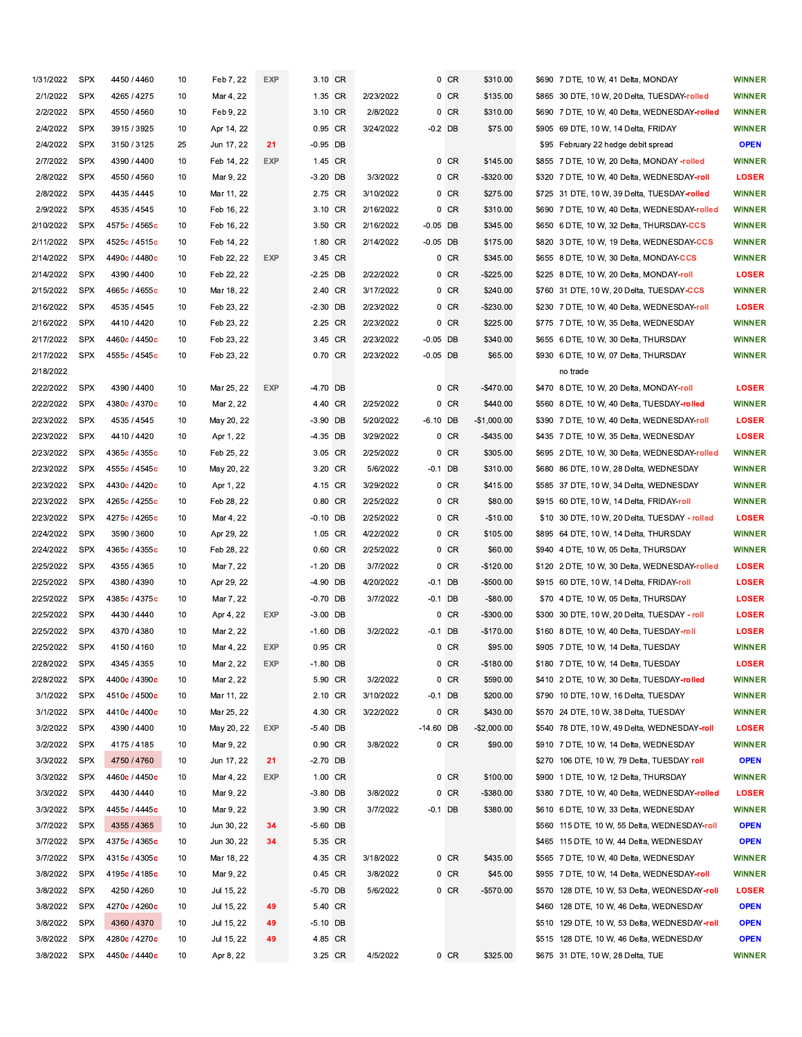| | | | | | | | | | | | | | | |
|---|---|---|---|---|---|---|---|---|---|---|---|---|---|---|
| 1/31/2022 | SPX | 4450 / 4460 | 10 | Feb 7, 22 | EXP | 3.10 | CR | | 0 | CR | $310.00 | $690 | 7 DTE, 10 W, 41 Delta, MONDAY | WINNER |
| 2/1/2022 | SPX | 4265 / 4275 | 10 | Mar 4, 22 | | 1.35 | CR | 2/23/2022 | 0 | CR | $135.00 | $865 | 30 DTE, 10 W, 20 Delta, TUESDAY-rolled | WINNER |
| 2/2/2022 | SPX | 4550 / 4560 | 10 | Feb 9, 22 | | 3.10 | CR | 2/8/2022 | 0 | CR | $310.00 | $690 | 7 DTE, 10 W, 40 Delta, WEDNESDAY-rolled | WINNER |
| 2/4/2022 | SPX | 3915 / 3925 | 10 | Apr 14, 22 | | 0.95 | CR | 3/24/2022 | -0.2 | DB | $75.00 | $905 | 69 DTE, 10 W, 14 Delta, FRIDAY | WINNER |
| 2/4/2022 | SPX | 3150 / 3125 | 25 | Jun 17, 22 | 21 | -0.95 | DB | | | | | $95 | February 22 hedge debit spread | OPEN |
| 2/7/2022 | SPX | 4390 / 4400 | 10 | Feb 14, 22 | EXP | 1.45 | CR | | 0 | CR | $145.00 | $855 | 7 DTE, 10 W, 20 Delta, MONDAY -rolled | WINNER |
| 2/8/2022 | SPX | 4550 / 4560 | 10 | Mar 9, 22 | | -3.20 | DB | 3/3/2022 | 0 | CR | -$320.00 | $320 | 7 DTE, 10 W, 40 Delta, WEDNESDAY-roll | LOSER |
| 2/8/2022 | SPX | 4435 / 4445 | 10 | Mar 11, 22 | | 2.75 | CR | 3/10/2022 | 0 | CR | $275.00 | $725 | 31 DTE, 10 W, 39 Delta, TUESDAY-rolled | WINNER |
| 2/9/2022 | SPX | 4535 / 4545 | 10 | Feb 16, 22 | | 3.10 | CR | 2/16/2022 | 0 | CR | $310.00 | $690 | 7 DTE, 10 W, 40 Delta, WEDNESDAY-rolled | WINNER |
| 2/10/2022 | SPX | 4575c / 4565c | 10 | Feb 16, 22 | | 3.50 | CR | 2/16/2022 | -0.05 | DB | $345.00 | $650 | 6 DTE, 10 W, 32 Delta, THURSDAY-CCS | WINNER |
| 2/11/2022 | SPX | 4525c / 4515c | 10 | Feb 14, 22 | | 1.80 | CR | 2/14/2022 | -0.05 | DB | $175.00 | $820 | 3 DTE, 10 W, 19 Delta, WEDNESDAY-CCS | WINNER |
| 2/14/2022 | SPX | 4490c / 4480c | 10 | Feb 22, 22 | EXP | 3.45 | CR | | 0 | CR | $345.00 | $655 | 8 DTE, 10 W, 30 Delta, MONDAY-CCS | WINNER |
| 2/14/2022 | SPX | 4390 / 4400 | 10 | Feb 22, 22 | | -2.25 | DB | 2/22/2022 | 0 | CR | -$225.00 | $225 | 8 DTE, 10 W, 20 Delta, MONDAY-roll | LOSER |
| 2/15/2022 | SPX | 4665c / 4655c | 10 | Mar 18, 22 | | 2.40 | CR | 3/17/2022 | 0 | CR | $240.00 | $760 | 31 DTE, 10 W, 20 Delta, TUESDAY-CCS | WINNER |
| 2/16/2022 | SPX | 4535 / 4545 | 10 | Feb 23, 22 | | -2.30 | DB | 2/23/2022 | 0 | CR | -$230.00 | $230 | 7 DTE, 10 W, 40 Delta, WEDNESDAY-roll | LOSER |
| 2/16/2022 | SPX | 4410 / 4420 | 10 | Feb 23, 22 | | 2.25 | CR | 2/23/2022 | 0 | CR | $225.00 | $775 | 7 DTE, 10 W, 35 Delta, WEDNESDAY | WINNER |
| 2/17/2022 | SPX | 4460c / 4450c | 10 | Feb 23, 22 | | 3.45 | CR | 2/23/2022 | -0.05 | DB | $340.00 | $655 | 6 DTE, 10 W, 30 Delta, THURSDAY | WINNER |
| 2/17/2022 | SPX | 4555c / 4545c | 10 | Feb 23, 22 | | 0.70 | CR | 2/23/2022 | -0.05 | DB | $65.00 | $930 | 6 DTE, 10 W, 07 Delta, THURSDAY | WINNER |
| 2/18/2022 | | | | | | | | | | | | | no trade | |
| 2/22/2022 | SPX | 4390 / 4400 | 10 | Mar 25, 22 | EXP | -4.70 | DB | | 0 | CR | -$470.00 | $470 | 8 DTE, 10 W, 20 Delta, MONDAY-roll | LOSER |
| 2/22/2022 | SPX | 4380c / 4370c | 10 | Mar 2, 22 | | 4.40 | CR | 2/25/2022 | 0 | CR | $440.00 | $560 | 8 DTE, 10 W, 40 Delta, TUESDAY-rolled | WINNER |
| 2/23/2022 | SPX | 4535 / 4545 | 10 | May 20, 22 | | -3.90 | DB | 5/20/2022 | -6.10 | DB | -$1,000.00 | $390 | 7 DTE, 10 W, 40 Delta, WEDNESDAY-roll | LOSER |
| 2/23/2022 | SPX | 4410 / 4420 | 10 | Apr 1, 22 | | -4.35 | DB | 3/29/2022 | 0 | CR | -$435.00 | $435 | 7 DTE, 10 W, 35 Delta, WEDNESDAY | LOSER |
| 2/23/2022 | SPX | 4365c / 4355c | 10 | Feb 25, 22 | | 3.05 | CR | 2/25/2022 | 0 | CR | $305.00 | $695 | 2 DTE, 10 W, 30 Delta, WEDNESDAY-rolled | WINNER |
| 2/23/2022 | SPX | 4555c / 4545c | 10 | May 20, 22 | | 3.20 | CR | 5/6/2022 | -0.1 | DB | $310.00 | $680 | 86 DTE, 10 W, 28 Delta, WEDNESDAY | WINNER |
| 2/23/2022 | SPX | 4430c / 4420c | 10 | Apr 1, 22 | | 4.15 | CR | 3/29/2022 | 0 | CR | $415.00 | $585 | 37 DTE, 10 W, 34 Delta, WEDNESDAY | WINNER |
| 2/23/2022 | SPX | 4265c / 4255c | 10 | Feb 28, 22 | | 0.80 | CR | 2/25/2022 | 0 | CR | $80.00 | $915 | 60 DTE, 10 W, 14 Delta, FRIDAY-roll | WINNER |
| 2/23/2022 | SPX | 4275c / 4265c | 10 | Mar 4, 22 | | -0.10 | DB | 2/25/2022 | 0 | CR | -$10.00 | $10 | 30 DTE, 10 W, 20 Delta, TUESDAY - rolled | LOSER |
| 2/24/2022 | SPX | 3590 / 3600 | 10 | Apr 29, 22 | | 1.05 | CR | 4/22/2022 | 0 | CR | $105.00 | $895 | 64 DTE, 10 W, 14 Delta, THURSDAY | WINNER |
| 2/24/2022 | SPX | 4365c / 4355c | 10 | Feb 28, 22 | | 0.60 | CR | 2/25/2022 | 0 | CR | $60.00 | $940 | 4 DTE, 10 W, 05 Delta, THURSDAY | WINNER |
| 2/25/2022 | SPX | 4355 / 4365 | 10 | Mar 7, 22 | | -1.20 | DB | 3/7/2022 | 0 | CR | -$120.00 | $120 | 2 DTE, 10 W, 30 Delta, WEDNESDAY-rolled | LOSER |
| 2/25/2022 | SPX | 4380 / 4390 | 10 | Apr 29, 22 | | -4.90 | DB | 4/20/2022 | -0.1 | DB | -$500.00 | $915 | 60 DTE, 10 W, 14 Delta, FRIDAY-roll | LOSER |
| 2/25/2022 | SPX | 4385c / 4375c | 10 | Mar 7, 22 | | -0.70 | DB | 3/7/2022 | -0.1 | DB | -$80.00 | $70 | 4 DTE, 10 W, 05 Delta, THURSDAY | LOSER |
| 2/25/2022 | SPX | 4430 / 4440 | 10 | Apr 4, 22 | EXP | -3.00 | DB | | 0 | CR | -$300.00 | $300 | 30 DTE, 10 W, 20 Delta, TUESDAY - roll | LOSER |
| 2/25/2022 | SPX | 4370 / 4380 | 10 | Mar 2, 22 | | -1.60 | DB | 3/2/2022 | -0.1 | DB | -$170.00 | $160 | 8 DTE, 10 W, 40 Delta, TUESDAY-roll | LOSER |
| 2/25/2022 | SPX | 4150 / 4160 | 10 | Mar 4, 22 | EXP | 0.95 | CR | | 0 | CR | $95.00 | $905 | 7 DTE, 10 W, 14 Delta, TUESDAY | WINNER |
| 2/28/2022 | SPX | 4345 / 4355 | 10 | Mar 2, 22 | EXP | -1.80 | DB | | 0 | CR | -$180.00 | $180 | 7 DTE, 10 W, 14 Delta, TUESDAY | LOSER |
| 2/28/2022 | SPX | 4400c / 4390c | 10 | Mar 2, 22 | | 5.90 | CR | 3/2/2022 | 0 | CR | $590.00 | $410 | 2 DTE, 10 W, 30 Delta, TUESDAY-rolled | WINNER |
| 3/1/2022 | SPX | 4510c / 4500c | 10 | Mar 11, 22 | | 2.10 | CR | 3/10/2022 | -0.1 | DB | $200.00 | $790 | 10 DTE, 10 W, 16 Delta, TUESDAY | WINNER |
| 3/1/2022 | SPX | 4410c / 4400c | 10 | Mar 25, 22 | | 4.30 | CR | 3/22/2022 | 0 | CR | $430.00 | $570 | 24 DTE, 10 W, 38 Delta, TUESDAY | WINNER |
| 3/2/2022 | SPX | 4390 / 4400 | 10 | May 20, 22 | EXP | -5.40 | DB | | -14.60 | DB | -$2,000.00 | $540 | 78 DTE, 10 W, 49 Delta, WEDNESDAY-roll | LOSER |
| 3/2/2022 | SPX | 4175 / 4185 | 10 | Mar 9, 22 | | 0.90 | CR | 3/8/2022 | 0 | CR | $90.00 | $910 | 7 DTE, 10 W, 14 Delta, WEDNESDAY | WINNER |
| 3/3/2022 | SPX | 4750 / 4760 | 10 | Jun 17, 22 | 21 | -2.70 | DB | | | | | $270 | 106 DTE, 10 W, 79 Delta, TUESDAY roll | OPEN |
| 3/3/2022 | SPX | 4460c / 4450c | 10 | Mar 4, 22 | EXP | 1.00 | CR | | 0 | CR | $100.00 | $900 | 1 DTE, 10 W, 12 Delta, THURSDAY | WINNER |
| 3/3/2022 | SPX | 4430 / 4440 | 10 | Mar 9, 22 | | -3.80 | DB | 3/8/2022 | 0 | CR | -$380.00 | $380 | 7 DTE, 10 W, 40 Delta, WEDNESDAY-rolled | LOSER |
| 3/3/2022 | SPX | 4455c / 4445c | 10 | Mar 9, 22 | | 3.90 | CR | 3/7/2022 | -0.1 | DB | $380.00 | $610 | 6 DTE, 10 W, 33 Delta, WEDNESDAY | WINNER |
| 3/7/2022 | SPX | 4355 / 4365 | 10 | Jun 30, 22 | 34 | -5.60 | DB | | | | | $560 | 115 DTE, 10 W, 55 Delta, WEDNESDAY-roll | OPEN |
| 3/7/2022 | SPX | 4375c / 4365c | 10 | Jun 30, 22 | 34 | 5.35 | CR | | | | | $465 | 115 DTE, 10 W, 44 Delta, WEDNESDAY | OPEN |
| 3/7/2022 | SPX | 4315c / 4305c | 10 | Mar 18, 22 | | 4.35 | CR | 3/18/2022 | 0 | CR | $435.00 | $565 | 7 DTE, 10 W, 40 Delta, WEDNESDAY | WINNER |
| 3/8/2022 | SPX | 4195c / 4185c | 10 | Mar 9, 22 | | 0.45 | CR | 3/8/2022 | 0 | CR | $45.00 | $955 | 7 DTE, 10 W, 14 Delta, WEDNESDAY-roll | WINNER |
| 3/8/2022 | SPX | 4250 / 4260 | 10 | Jul 15, 22 | | -5.70 | DB | 5/6/2022 | 0 | CR | -$570.00 | $570 | 128 DTE, 10 W, 53 Delta, WEDNESDAY-roll | LOSER |
| 3/8/2022 | SPX | 4270c / 4260c | 10 | Jul 15, 22 | 49 | 5.40 | CR | | | | | $460 | 128 DTE, 10 W, 46 Delta, WEDNESDAY | OPEN |
| 3/8/2022 | SPX | 4360 / 4370 | 10 | Jul 15, 22 | 49 | -5.10 | DB | | | | | $510 | 129 DTE, 10 W, 53 Delta, WEDNESDAY-roll | OPEN |
| 3/8/2022 | SPX | 4280c / 4270c | 10 | Jul 15, 22 | 49 | 4.85 | CR | | | | | $515 | 128 DTE, 10 W, 46 Delta, WEDNESDAY | OPEN |
| 3/8/2022 | SPX | 4450c / 4440c | 10 | Apr 8, 22 | | 3.25 | CR | 4/5/2022 | 0 | CR | $325.00 | $675 | 31 DTE, 10 W, 28 Delta, TUE | WINNER |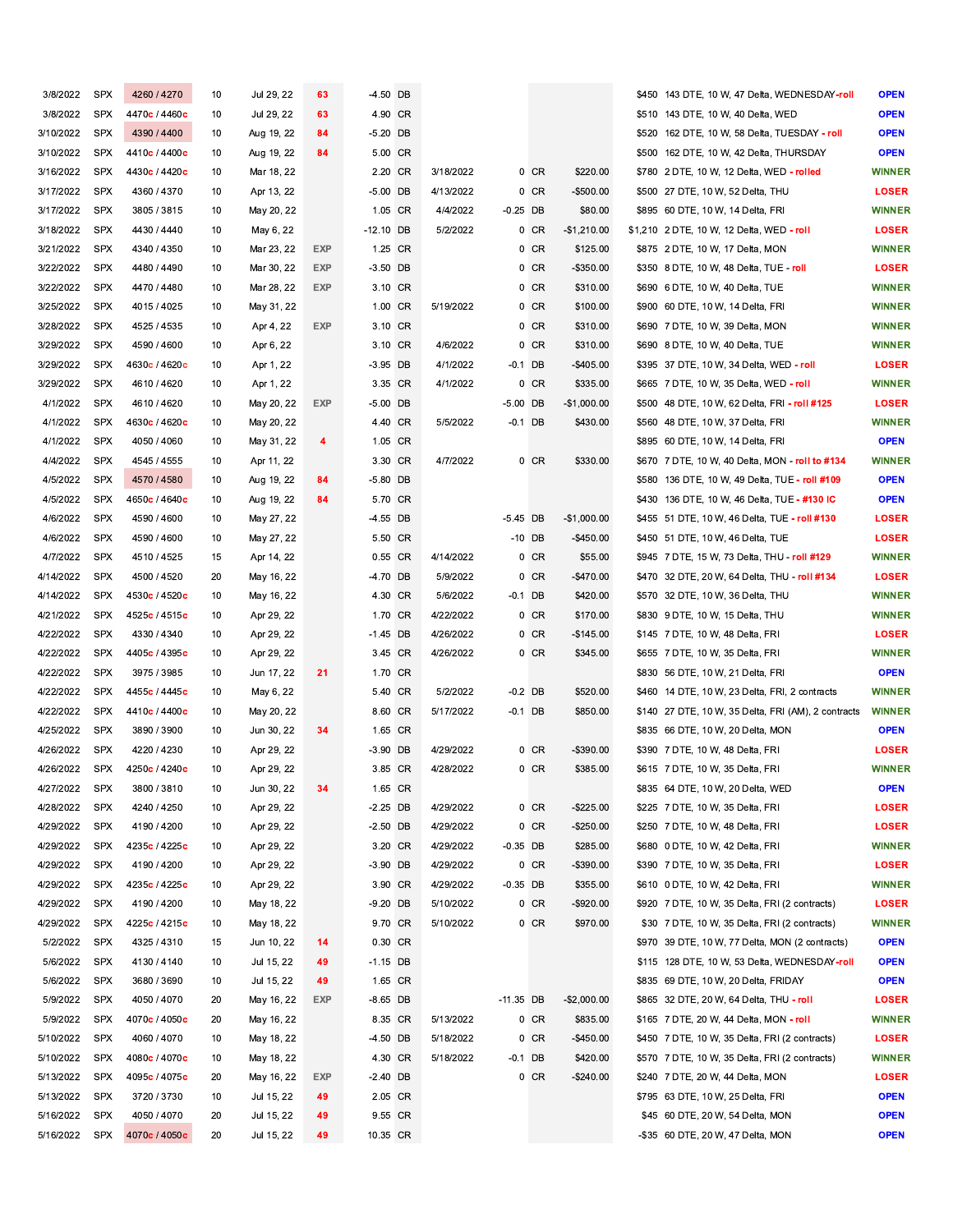| | | | | | | | | | | | | | | |
|---|---|---|---|---|---|---|---|---|---|---|---|---|---|---|
| 3/8/2022 | SPX | 4260 / 4270 | 10 | Jul 29, 22 | 63 | -4.50 | DB | | | | | $450 | 143 DTE, 10 W, 47 Delta, WEDNESDAY-roll | OPEN |
| 3/8/2022 | SPX | 4470c / 4460c | 10 | Jul 29, 22 | 63 | 4.90 | CR | | | | | $510 | 143 DTE, 10 W, 40 Delta, WED | OPEN |
| 3/10/2022 | SPX | 4390 / 4400 | 10 | Aug 19, 22 | 84 | -5.20 | DB | | | | | $520 | 162 DTE, 10 W, 58 Delta, TUESDAY - roll | OPEN |
| 3/10/2022 | SPX | 4410c / 4400c | 10 | Aug 19, 22 | 84 | 5.00 | CR | | | | | $500 | 162 DTE, 10 W, 42 Delta, THURSDAY | OPEN |
| 3/16/2022 | SPX | 4430c / 4420c | 10 | Mar 18, 22 | | 2.20 | CR | 3/18/2022 | 0 | CR | $220.00 | $780 | 2 DTE, 10 W, 12 Delta, WED - rolled | WINNER |
| 3/17/2022 | SPX | 4360 / 4370 | 10 | Apr 13, 22 | | -5.00 | DB | 4/13/2022 | 0 | CR | -$500.00 | $500 | 27 DTE, 10 W, 52 Delta, THU | LOSER |
| 3/17/2022 | SPX | 3805 / 3815 | 10 | May 20, 22 | | 1.05 | CR | 4/4/2022 | -0.25 | DB | $80.00 | $895 | 60 DTE, 10 W, 14 Delta, FRI | WINNER |
| 3/18/2022 | SPX | 4430 / 4440 | 10 | May 6, 22 | | -12.10 | DB | 5/2/2022 | 0 | CR | -$1,210.00 | $1,210 | 2 DTE, 10 W, 12 Delta, WED - roll | LOSER |
| 3/21/2022 | SPX | 4340 / 4350 | 10 | Mar 23, 22 | EXP | 1.25 | CR | | 0 | CR | $125.00 | $875 | 2 DTE, 10 W, 17 Delta, MON | WINNER |
| 3/22/2022 | SPX | 4480 / 4490 | 10 | Mar 30, 22 | EXP | -3.50 | DB | | 0 | CR | -$350.00 | $350 | 8 DTE, 10 W, 48 Delta, TUE - roll | LOSER |
| 3/22/2022 | SPX | 4470 / 4480 | 10 | Mar 28, 22 | EXP | 3.10 | CR | | 0 | CR | $310.00 | $690 | 6 DTE, 10 W, 40 Delta, TUE | WINNER |
| 3/25/2022 | SPX | 4015 / 4025 | 10 | May 31, 22 | | 1.00 | CR | 5/19/2022 | 0 | CR | $100.00 | $900 | 60 DTE, 10 W, 14 Delta, FRI | WINNER |
| 3/28/2022 | SPX | 4525 / 4535 | 10 | Apr 4, 22 | EXP | 3.10 | CR | | 0 | CR | $310.00 | $690 | 7 DTE, 10 W, 39 Delta, MON | WINNER |
| 3/29/2022 | SPX | 4590 / 4600 | 10 | Apr 6, 22 | | 3.10 | CR | 4/6/2022 | 0 | CR | $310.00 | $690 | 8 DTE, 10 W, 40 Delta, TUE | WINNER |
| 3/29/2022 | SPX | 4630c / 4620c | 10 | Apr 1, 22 | | -3.95 | DB | 4/1/2022 | -0.1 | DB | -$405.00 | $395 | 37 DTE, 10 W, 34 Delta, WED - roll | LOSER |
| 3/29/2022 | SPX | 4610 / 4620 | 10 | Apr 1, 22 | | 3.35 | CR | 4/1/2022 | 0 | CR | $335.00 | $665 | 7 DTE, 10 W, 35 Delta, WED - roll | WINNER |
| 4/1/2022 | SPX | 4610 / 4620 | 10 | May 20, 22 | EXP | -5.00 | DB | | -5.00 | DB | -$1,000.00 | $500 | 48 DTE, 10 W, 62 Delta, FRI - roll #125 | LOSER |
| 4/1/2022 | SPX | 4630c / 4620c | 10 | May 20, 22 | | 4.40 | CR | 5/5/2022 | -0.1 | DB | $430.00 | $560 | 48 DTE, 10 W, 37 Delta, FRI | WINNER |
| 4/1/2022 | SPX | 4050 / 4060 | 10 | May 31, 22 | 4 | 1.05 | CR | | | | | $895 | 60 DTE, 10 W, 14 Delta, FRI | OPEN |
| 4/4/2022 | SPX | 4545 / 4555 | 10 | Apr 11, 22 | | 3.30 | CR | 4/7/2022 | 0 | CR | $330.00 | $670 | 7 DTE, 10 W, 40 Delta, MON - roll to #134 | WINNER |
| 4/5/2022 | SPX | 4570 / 4580 | 10 | Aug 19, 22 | 84 | -5.80 | DB | | | | | $580 | 136 DTE, 10 W, 49 Delta, TUE - roll #109 | OPEN |
| 4/5/2022 | SPX | 4650c / 4640c | 10 | Aug 19, 22 | 84 | 5.70 | CR | | | | | $430 | 136 DTE, 10 W, 46 Delta, TUE - #130 IC | OPEN |
| 4/6/2022 | SPX | 4590 / 4600 | 10 | May 27, 22 | | -4.55 | DB | | -5.45 | DB | -$1,000.00 | $455 | 51 DTE, 10 W, 46 Delta, TUE - roll #130 | LOSER |
| 4/6/2022 | SPX | 4590 / 4600 | 10 | May 27, 22 | | 5.50 | CR | | -10 | DB | -$450.00 | $450 | 51 DTE, 10 W, 46 Delta, TUE | LOSER |
| 4/7/2022 | SPX | 4510 / 4525 | 15 | Apr 14, 22 | | 0.55 | CR | 4/14/2022 | 0 | CR | $55.00 | $945 | 7 DTE, 15 W, 73 Delta, THU - roll #129 | WINNER |
| 4/14/2022 | SPX | 4500 / 4520 | 20 | May 16, 22 | | -4.70 | DB | 5/9/2022 | 0 | CR | -$470.00 | $470 | 32 DTE, 20 W, 64 Delta, THU - roll #134 | LOSER |
| 4/14/2022 | SPX | 4530c / 4520c | 10 | May 16, 22 | | 4.30 | CR | 5/6/2022 | -0.1 | DB | $420.00 | $570 | 32 DTE, 10 W, 36 Delta, THU | WINNER |
| 4/21/2022 | SPX | 4525c / 4515c | 10 | Apr 29, 22 | | 1.70 | CR | 4/22/2022 | 0 | CR | $170.00 | $830 | 9 DTE, 10 W, 15 Delta, THU | WINNER |
| 4/22/2022 | SPX | 4330 / 4340 | 10 | Apr 29, 22 | | -1.45 | DB | 4/26/2022 | 0 | CR | -$145.00 | $145 | 7 DTE, 10 W, 48 Delta, FRI | LOSER |
| 4/22/2022 | SPX | 4405c / 4395c | 10 | Apr 29, 22 | | 3.45 | CR | 4/26/2022 | 0 | CR | $345.00 | $655 | 7 DTE, 10 W, 35 Delta, FRI | WINNER |
| 4/22/2022 | SPX | 3975 / 3985 | 10 | Jun 17, 22 | 21 | 1.70 | CR | | | | | $830 | 56 DTE, 10 W, 21 Delta, FRI | OPEN |
| 4/22/2022 | SPX | 4455c / 4445c | 10 | May 6, 22 | | 5.40 | CR | 5/2/2022 | -0.2 | DB | $520.00 | $460 | 14 DTE, 10 W, 23 Delta, FRI, 2 contracts | WINNER |
| 4/22/2022 | SPX | 4410c / 4400c | 10 | May 20, 22 | | 8.60 | CR | 5/17/2022 | -0.1 | DB | $850.00 | $140 | 27 DTE, 10 W, 35 Delta, FRI (AM), 2 contracts | WINNER |
| 4/25/2022 | SPX | 3890 / 3900 | 10 | Jun 30, 22 | 34 | 1.65 | CR | | | | | $835 | 66 DTE, 10 W, 20 Delta, MON | OPEN |
| 4/26/2022 | SPX | 4220 / 4230 | 10 | Apr 29, 22 | | -3.90 | DB | 4/29/2022 | 0 | CR | -$390.00 | $390 | 7 DTE, 10 W, 48 Delta, FRI | LOSER |
| 4/26/2022 | SPX | 4250c / 4240c | 10 | Apr 29, 22 | | 3.85 | CR | 4/28/2022 | 0 | CR | $385.00 | $615 | 7 DTE, 10 W, 35 Delta, FRI | WINNER |
| 4/27/2022 | SPX | 3800 / 3810 | 10 | Jun 30, 22 | 34 | 1.65 | CR | | | | | $835 | 64 DTE, 10 W, 20 Delta, WED | OPEN |
| 4/28/2022 | SPX | 4240 / 4250 | 10 | Apr 29, 22 | | -2.25 | DB | 4/29/2022 | 0 | CR | -$225.00 | $225 | 7 DTE, 10 W, 35 Delta, FRI | LOSER |
| 4/29/2022 | SPX | 4190 / 4200 | 10 | Apr 29, 22 | | -2.50 | DB | 4/29/2022 | 0 | CR | -$250.00 | $250 | 7 DTE, 10 W, 48 Delta, FRI | LOSER |
| 4/29/2022 | SPX | 4235c / 4225c | 10 | Apr 29, 22 | | 3.20 | CR | 4/29/2022 | -0.35 | DB | $285.00 | $680 | 0 DTE, 10 W, 42 Delta, FRI | WINNER |
| 4/29/2022 | SPX | 4190 / 4200 | 10 | Apr 29, 22 | | -3.90 | DB | 4/29/2022 | 0 | CR | -$390.00 | $390 | 7 DTE, 10 W, 35 Delta, FRI | LOSER |
| 4/29/2022 | SPX | 4235c / 4225c | 10 | Apr 29, 22 | | 3.90 | CR | 4/29/2022 | -0.35 | DB | $355.00 | $610 | 0 DTE, 10 W, 42 Delta, FRI | WINNER |
| 4/29/2022 | SPX | 4190 / 4200 | 10 | May 18, 22 | | -9.20 | DB | 5/10/2022 | 0 | CR | -$920.00 | $920 | 7 DTE, 10 W, 35 Delta, FRI (2 contracts) | LOSER |
| 4/29/2022 | SPX | 4225c / 4215c | 10 | May 18, 22 | | 9.70 | CR | 5/10/2022 | 0 | CR | $970.00 | $30 | 7 DTE, 10 W, 35 Delta, FRI (2 contracts) | WINNER |
| 5/2/2022 | SPX | 4325 / 4310 | 15 | Jun 10, 22 | 14 | 0.30 | CR | | | | | $970 | 39 DTE, 10 W, 77 Delta, MON (2 contracts) | OPEN |
| 5/6/2022 | SPX | 4130 / 4140 | 10 | Jul 15, 22 | 49 | -1.15 | DB | | | | | $115 | 128 DTE, 10 W, 53 Delta, WEDNESDAY-roll | OPEN |
| 5/6/2022 | SPX | 3680 / 3690 | 10 | Jul 15, 22 | 49 | 1.65 | CR | | | | | $835 | 69 DTE, 10 W, 20 Delta, FRIDAY | OPEN |
| 5/9/2022 | SPX | 4050 / 4070 | 20 | May 16, 22 | EXP | -8.65 | DB | | -11.35 | DB | -$2,000.00 | $865 | 32 DTE, 20 W, 64 Delta, THU - roll | LOSER |
| 5/9/2022 | SPX | 4070c / 4050c | 20 | May 16, 22 | | 8.35 | CR | 5/13/2022 | 0 | CR | $835.00 | $165 | 7 DTE, 20 W, 44 Delta, MON - roll | WINNER |
| 5/10/2022 | SPX | 4060 / 4070 | 10 | May 18, 22 | | -4.50 | DB | 5/18/2022 | 0 | CR | -$450.00 | $450 | 7 DTE, 10 W, 35 Delta, FRI (2 contracts) | LOSER |
| 5/10/2022 | SPX | 4080c / 4070c | 10 | May 18, 22 | | 4.30 | CR | 5/18/2022 | -0.1 | DB | $420.00 | $570 | 7 DTE, 10 W, 35 Delta, FRI (2 contracts) | WINNER |
| 5/13/2022 | SPX | 4095c / 4075c | 20 | May 16, 22 | EXP | -2.40 | DB | | 0 | CR | -$240.00 | $240 | 7 DTE, 20 W, 44 Delta, MON | LOSER |
| 5/13/2022 | SPX | 3720 / 3730 | 10 | Jul 15, 22 | 49 | 2.05 | CR | | | | | $795 | 63 DTE, 10 W, 25 Delta, FRI | OPEN |
| 5/16/2022 | SPX | 4050 / 4070 | 20 | Jul 15, 22 | 49 | 9.55 | CR | | | | | $45 | 60 DTE, 20 W, 54 Delta, MON | OPEN |
| 5/16/2022 | SPX | 4070c / 4050c | 20 | Jul 15, 22 | 49 | 10.35 | CR | | | | | -$35 | 60 DTE, 20 W, 47 Delta, MON | OPEN |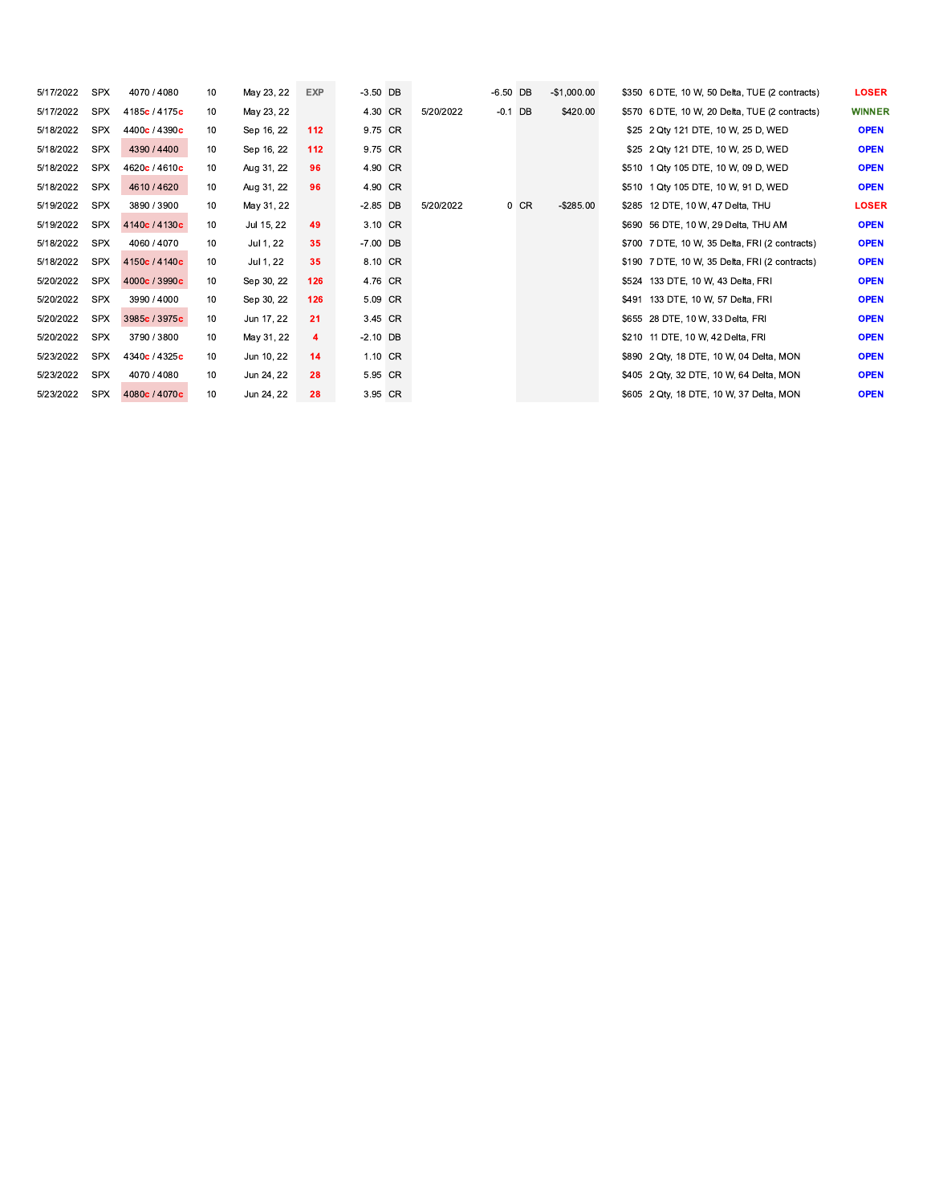| | | | | | | | | | | | | | | | |
|---|---|---|---|---|---|---|---|---|---|---|---|---|---|---|---|
| 5/17/2022 | SPX | 4070 / 4080 | 10 | May 23, 22 | EXP | -3.50 | DB | | -6.50 | DB | -$1,000.00 | $350 | 6 DTE, 10 W, 50 Delta, TUE (2 contracts) | LOSER |
| 5/17/2022 | SPX | 4185c / 4175c | 10 | May 23, 22 | | 4.30 | CR | 5/20/2022 | -0.1 | DB | $420.00 | $570 | 6 DTE, 10 W, 20 Delta, TUE (2 contracts) | WINNER |
| 5/18/2022 | SPX | 4400c / 4390c | 10 | Sep 16, 22 | 112 | 9.75 | CR | | | | | $25 | 2 Qty 121 DTE, 10 W, 25 D, WED | OPEN |
| 5/18/2022 | SPX | 4390 / 4400 | 10 | Sep 16, 22 | 112 | 9.75 | CR | | | | | $25 | 2 Qty 121 DTE, 10 W, 25 D, WED | OPEN |
| 5/18/2022 | SPX | 4620c / 4610c | 10 | Aug 31, 22 | 96 | 4.90 | CR | | | | | $510 | 1 Qty 105 DTE, 10 W, 09 D, WED | OPEN |
| 5/18/2022 | SPX | 4610 / 4620 | 10 | Aug 31, 22 | 96 | 4.90 | CR | | | | | $510 | 1 Qty 105 DTE, 10 W, 91 D, WED | OPEN |
| 5/19/2022 | SPX | 3890 / 3900 | 10 | May 31, 22 | | -2.85 | DB | 5/20/2022 | 0 | CR | -$285.00 | $285 | 12 DTE, 10 W, 47 Delta, THU | LOSER |
| 5/19/2022 | SPX | 4140c / 4130c | 10 | Jul 15, 22 | 49 | 3.10 | CR | | | | | $690 | 56 DTE, 10 W, 29 Delta, THU AM | OPEN |
| 5/18/2022 | SPX | 4060 / 4070 | 10 | Jul 1, 22 | 35 | -7.00 | DB | | | | | $700 | 7 DTE, 10 W, 35 Delta, FRI (2 contracts) | OPEN |
| 5/18/2022 | SPX | 4150c / 4140c | 10 | Jul 1, 22 | 35 | 8.10 | CR | | | | | $190 | 7 DTE, 10 W, 35 Delta, FRI (2 contracts) | OPEN |
| 5/20/2022 | SPX | 4000c / 3990c | 10 | Sep 30, 22 | 126 | 4.76 | CR | | | | | $524 | 133 DTE, 10 W, 43 Delta, FRI | OPEN |
| 5/20/2022 | SPX | 3990 / 4000 | 10 | Sep 30, 22 | 126 | 5.09 | CR | | | | | $491 | 133 DTE, 10 W, 57 Delta, FRI | OPEN |
| 5/20/2022 | SPX | 3985c / 3975c | 10 | Jun 17, 22 | 21 | 3.45 | CR | | | | | $655 | 28 DTE, 10 W, 33 Delta, FRI | OPEN |
| 5/20/2022 | SPX | 3790 / 3800 | 10 | May 31, 22 | 4 | -2.10 | DB | | | | | $210 | 11 DTE, 10 W, 42 Delta, FRI | OPEN |
| 5/23/2022 | SPX | 4340c / 4325c | 10 | Jun 10, 22 | 14 | 1.10 | CR | | | | | $890 | 2 Qty, 18 DTE, 10 W, 04 Delta, MON | OPEN |
| 5/23/2022 | SPX | 4070 / 4080 | 10 | Jun 24, 22 | 28 | 5.95 | CR | | | | | $405 | 2 Qty, 32 DTE, 10 W, 64 Delta, MON | OPEN |
| 5/23/2022 | SPX | 4080c / 4070c | 10 | Jun 24, 22 | 28 | 3.95 | CR | | | | | $605 | 2 Qty, 18 DTE, 10 W, 37 Delta, MON | OPEN |